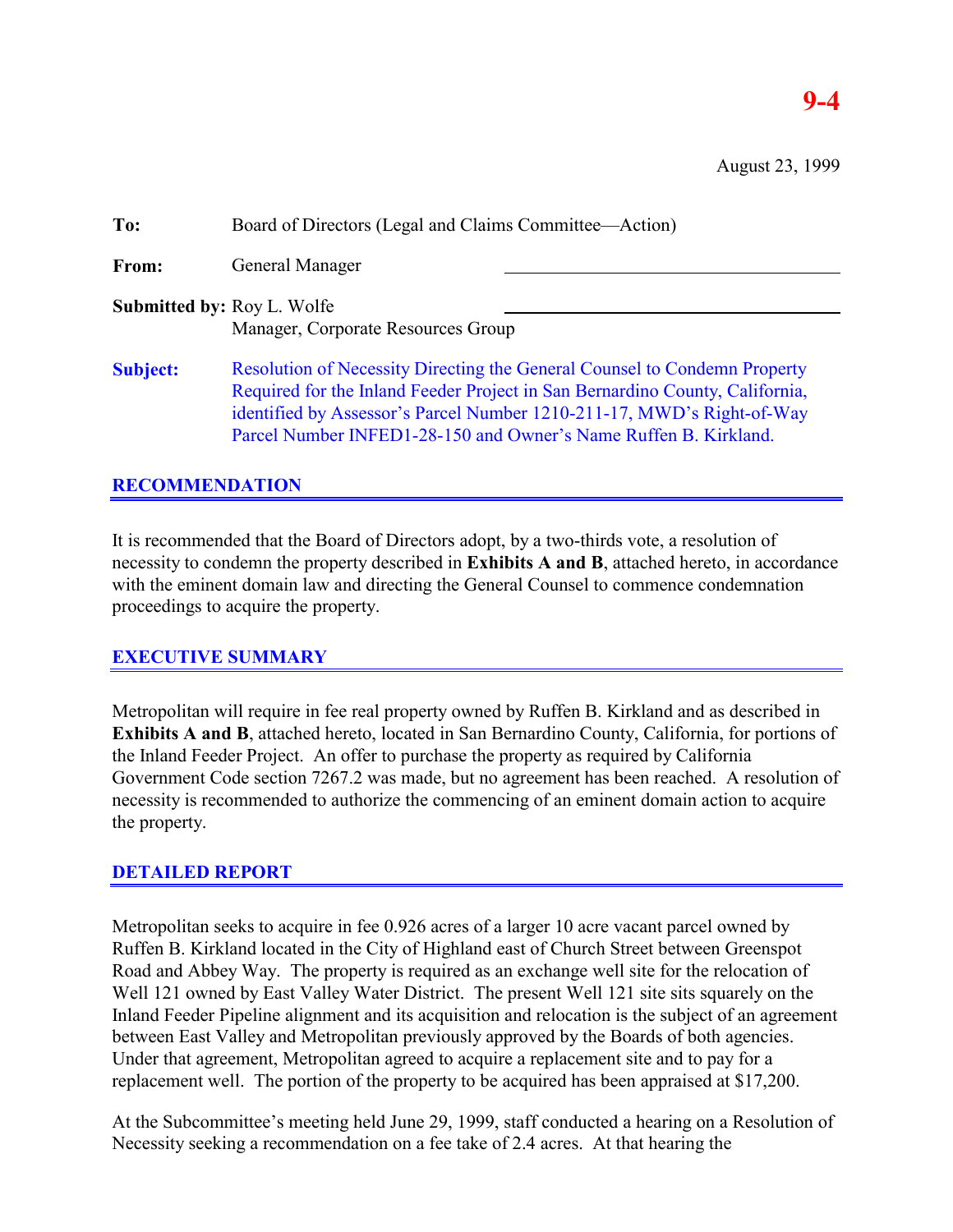**9-4**

August 23, 1999

**To:** Board of Directors (Legal and Claims Committee—Action)

**From:** General Manager

**Submitted by:** Roy L. Wolfe
Manager, Corporate Resources Group

**Subject:** Resolution of Necessity Directing the General Counsel to Condemn Property Required for the Inland Feeder Project in San Bernardino County, California, identified by Assessor's Parcel Number 1210-211-17, MWD's Right-of-Way Parcel Number INFED1-28-150 and Owner's Name Ruffen B. Kirkland.

## RECOMMENDATION

It is recommended that the Board of Directors adopt, by a two-thirds vote, a resolution of necessity to condemn the property described in **Exhibits A and B**, attached hereto, in accordance with the eminent domain law and directing the General Counsel to commence condemnation proceedings to acquire the property.

## EXECUTIVE SUMMARY

Metropolitan will require in fee real property owned by Ruffen B. Kirkland and as described in **Exhibits A and B**, attached hereto, located in San Bernardino County, California, for portions of the Inland Feeder Project. An offer to purchase the property as required by California Government Code section 7267.2 was made, but no agreement has been reached. A resolution of necessity is recommended to authorize the commencing of an eminent domain action to acquire the property.

## DETAILED REPORT

Metropolitan seeks to acquire in fee 0.926 acres of a larger 10 acre vacant parcel owned by Ruffen B. Kirkland located in the City of Highland east of Church Street between Greenspot Road and Abbey Way. The property is required as an exchange well site for the relocation of Well 121 owned by East Valley Water District. The present Well 121 site sits squarely on the Inland Feeder Pipeline alignment and its acquisition and relocation is the subject of an agreement between East Valley and Metropolitan previously approved by the Boards of both agencies. Under that agreement, Metropolitan agreed to acquire a replacement site and to pay for a replacement well. The portion of the property to be acquired has been appraised at $17,200.

At the Subcommittee's meeting held June 29, 1999, staff conducted a hearing on a Resolution of Necessity seeking a recommendation on a fee take of 2.4 acres. At that hearing the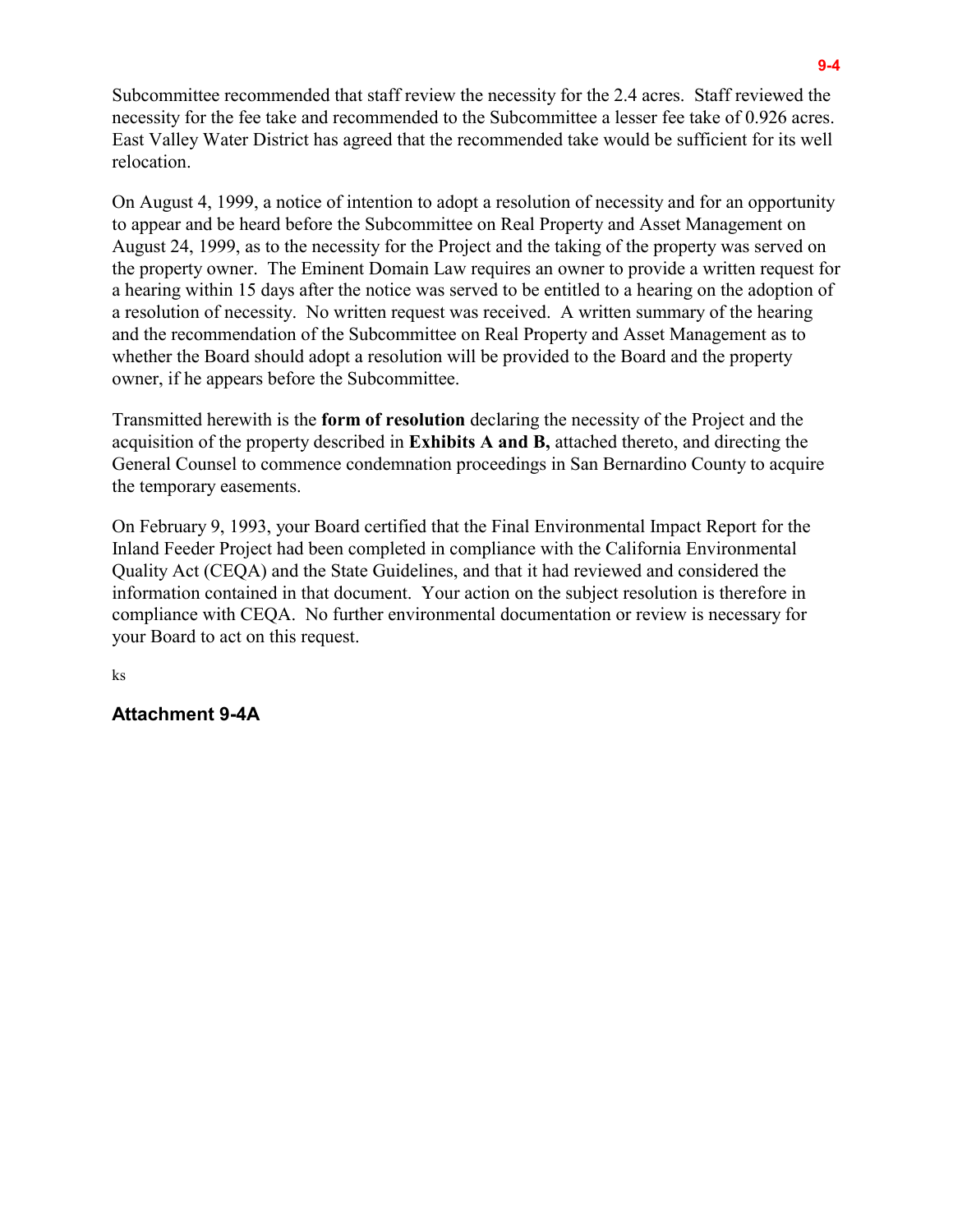Subcommittee recommended that staff review the necessity for the 2.4 acres. Staff reviewed the necessity for the fee take and recommended to the Subcommittee a lesser fee take of 0.926 acres. East Valley Water District has agreed that the recommended take would be sufficient for its well relocation.

On August 4, 1999, a notice of intention to adopt a resolution of necessity and for an opportunity to appear and be heard before the Subcommittee on Real Property and Asset Management on August 24, 1999, as to the necessity for the Project and the taking of the property was served on the property owner. The Eminent Domain Law requires an owner to provide a written request for a hearing within 15 days after the notice was served to be entitled to a hearing on the adoption of a resolution of necessity. No written request was received. A written summary of the hearing and the recommendation of the Subcommittee on Real Property and Asset Management as to whether the Board should adopt a resolution will be provided to the Board and the property owner, if he appears before the Subcommittee.

Transmitted herewith is the **form of resolution** declaring the necessity of the Project and the acquisition of the property described in **Exhibits A and B,** attached thereto, and directing the General Counsel to commence condemnation proceedings in San Bernardino County to acquire the temporary easements.

On February 9, 1993, your Board certified that the Final Environmental Impact Report for the Inland Feeder Project had been completed in compliance with the California Environmental Quality Act (CEQA) and the State Guidelines, and that it had reviewed and considered the information contained in that document. Your action on the subject resolution is therefore in compliance with CEQA. No further environmental documentation or review is necessary for your Board to act on this request.

ks

**Attachment 9-4A**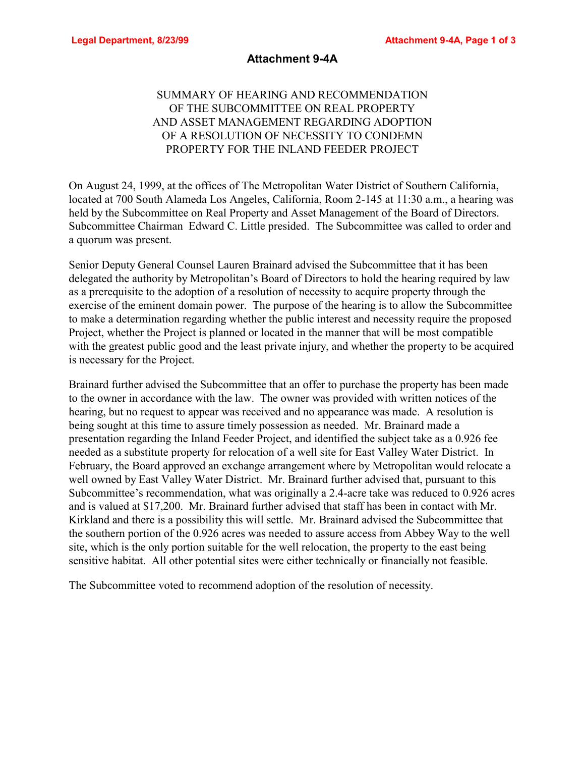## Attachment 9-4A

SUMMARY OF HEARING AND RECOMMENDATION
OF THE SUBCOMMITTEE ON REAL PROPERTY
AND ASSET MANAGEMENT REGARDING ADOPTION
OF A RESOLUTION OF NECESSITY TO CONDEMN
PROPERTY FOR THE INLAND FEEDER PROJECT

On August 24, 1999, at the offices of The Metropolitan Water District of Southern California, located at 700 South Alameda Los Angeles, California, Room 2-145 at 11:30 a.m., a hearing was held by the Subcommittee on Real Property and Asset Management of the Board of Directors. Subcommittee Chairman Edward C. Little presided. The Subcommittee was called to order and a quorum was present.

Senior Deputy General Counsel Lauren Brainard advised the Subcommittee that it has been delegated the authority by Metropolitan's Board of Directors to hold the hearing required by law as a prerequisite to the adoption of a resolution of necessity to acquire property through the exercise of the eminent domain power. The purpose of the hearing is to allow the Subcommittee to make a determination regarding whether the public interest and necessity require the proposed Project, whether the Project is planned or located in the manner that will be most compatible with the greatest public good and the least private injury, and whether the property to be acquired is necessary for the Project.

Brainard further advised the Subcommittee that an offer to purchase the property has been made to the owner in accordance with the law. The owner was provided with written notices of the hearing, but no request to appear was received and no appearance was made. A resolution is being sought at this time to assure timely possession as needed. Mr. Brainard made a presentation regarding the Inland Feeder Project, and identified the subject take as a 0.926 fee needed as a substitute property for relocation of a well site for East Valley Water District. In February, the Board approved an exchange arrangement where by Metropolitan would relocate a well owned by East Valley Water District. Mr. Brainard further advised that, pursuant to this Subcommittee's recommendation, what was originally a 2.4-acre take was reduced to 0.926 acres and is valued at $17,200. Mr. Brainard further advised that staff has been in contact with Mr. Kirkland and there is a possibility this will settle. Mr. Brainard advised the Subcommittee that the southern portion of the 0.926 acres was needed to assure access from Abbey Way to the well site, which is the only portion suitable for the well relocation, the property to the east being sensitive habitat. All other potential sites were either technically or financially not feasible.

The Subcommittee voted to recommend adoption of the resolution of necessity.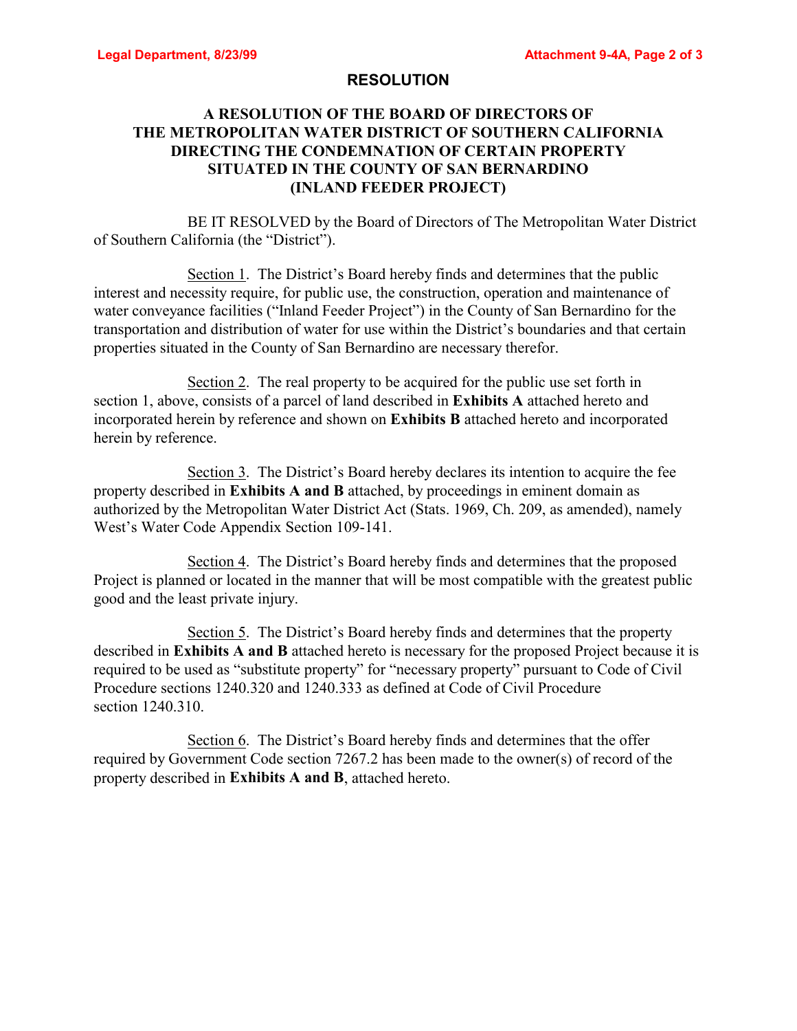# RESOLUTION

## A RESOLUTION OF THE BOARD OF DIRECTORS OF THE METROPOLITAN WATER DISTRICT OF SOUTHERN CALIFORNIA DIRECTING THE CONDEMNATION OF CERTAIN PROPERTY SITUATED IN THE COUNTY OF SAN BERNARDINO (INLAND FEEDER PROJECT)

BE IT RESOLVED by the Board of Directors of The Metropolitan Water District of Southern California (the "District").

Section 1. The District's Board hereby finds and determines that the public interest and necessity require, for public use, the construction, operation and maintenance of water conveyance facilities ("Inland Feeder Project") in the County of San Bernardino for the transportation and distribution of water for use within the District's boundaries and that certain properties situated in the County of San Bernardino are necessary therefor.

Section 2. The real property to be acquired for the public use set forth in section 1, above, consists of a parcel of land described in **Exhibits A** attached hereto and incorporated herein by reference and shown on **Exhibits B** attached hereto and incorporated herein by reference.

Section 3. The District's Board hereby declares its intention to acquire the fee property described in **Exhibits A and B** attached, by proceedings in eminent domain as authorized by the Metropolitan Water District Act (Stats. 1969, Ch. 209, as amended), namely West's Water Code Appendix Section 109-141.

Section 4. The District's Board hereby finds and determines that the proposed Project is planned or located in the manner that will be most compatible with the greatest public good and the least private injury.

Section 5. The District's Board hereby finds and determines that the property described in **Exhibits A and B** attached hereto is necessary for the proposed Project because it is required to be used as "substitute property" for "necessary property" pursuant to Code of Civil Procedure sections 1240.320 and 1240.333 as defined at Code of Civil Procedure section 1240.310.

Section 6. The District's Board hereby finds and determines that the offer required by Government Code section 7267.2 has been made to the owner(s) of record of the property described in **Exhibits A and B**, attached hereto.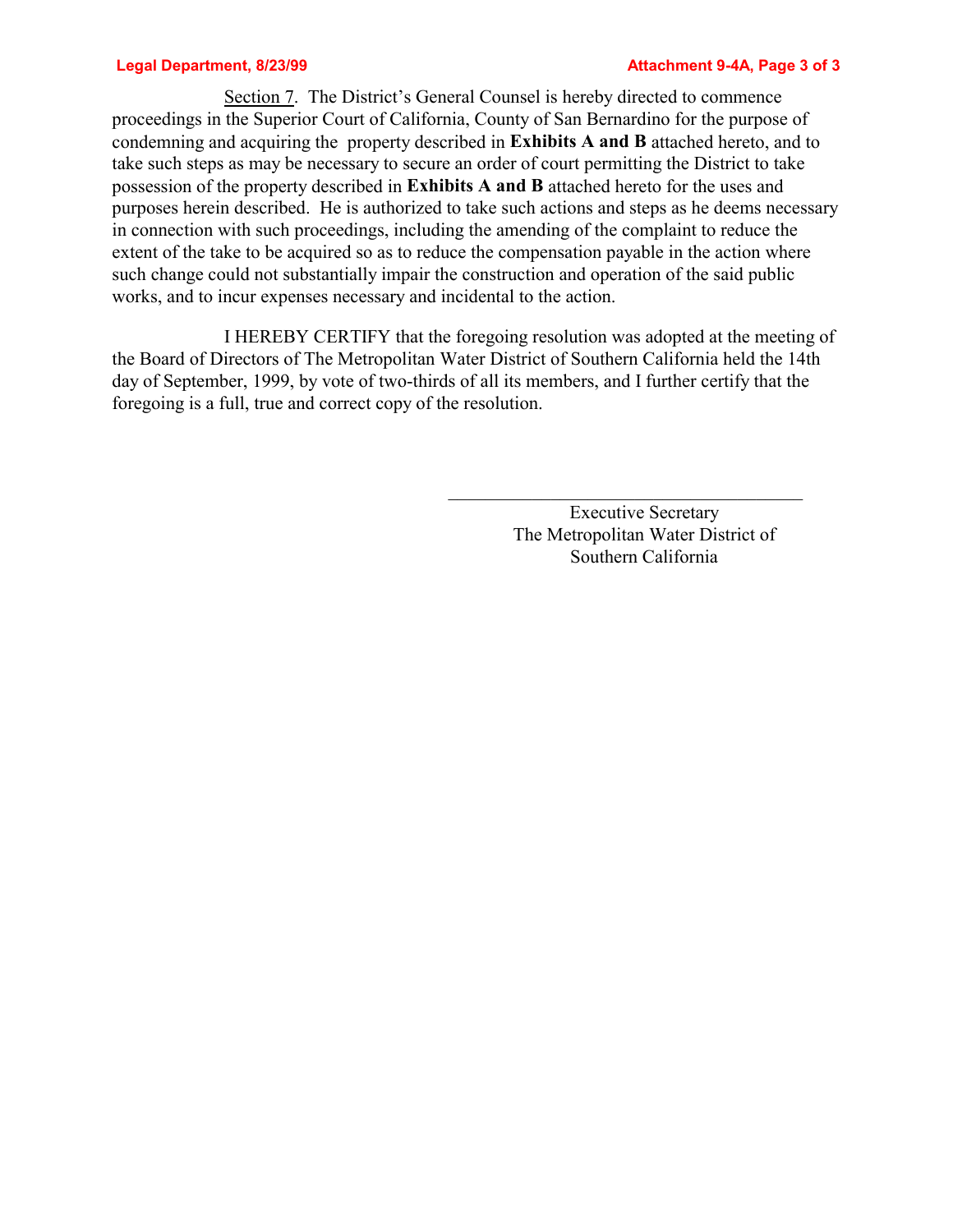<u>Section 7</u>. The District's General Counsel is hereby directed to commence proceedings in the Superior Court of California, County of San Bernardino for the purpose of condemning and acquiring the property described in **Exhibits A and B** attached hereto, and to take such steps as may be necessary to secure an order of court permitting the District to take possession of the property described in **Exhibits A and B** attached hereto for the uses and purposes herein described. He is authorized to take such actions and steps as he deems necessary in connection with such proceedings, including the amending of the complaint to reduce the extent of the take to be acquired so as to reduce the compensation payable in the action where such change could not substantially impair the construction and operation of the said public works, and to incur expenses necessary and incidental to the action.

I HEREBY CERTIFY that the foregoing resolution was adopted at the meeting of the Board of Directors of The Metropolitan Water District of Southern California held the 14th day of September, 1999, by vote of two-thirds of all its members, and I further certify that the foregoing is a full, true and correct copy of the resolution.

\_\_\_\_\_\_\_\_\_\_\_\_\_\_\_\_\_\_\_\_\_\_\_\_\_\_\_\_\_\_\_\_\_\_\_\_

Executive Secretary
The Metropolitan Water District of
Southern California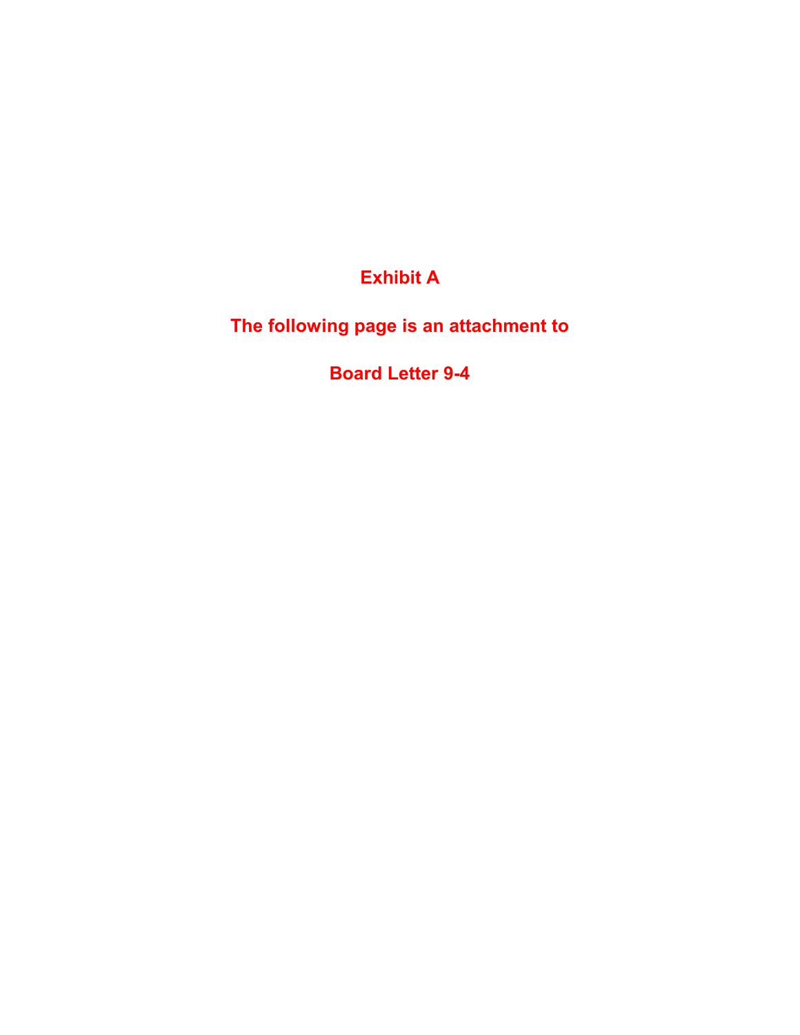**Exhibit A**

**The following page is an attachment to**

**Board Letter 9-4**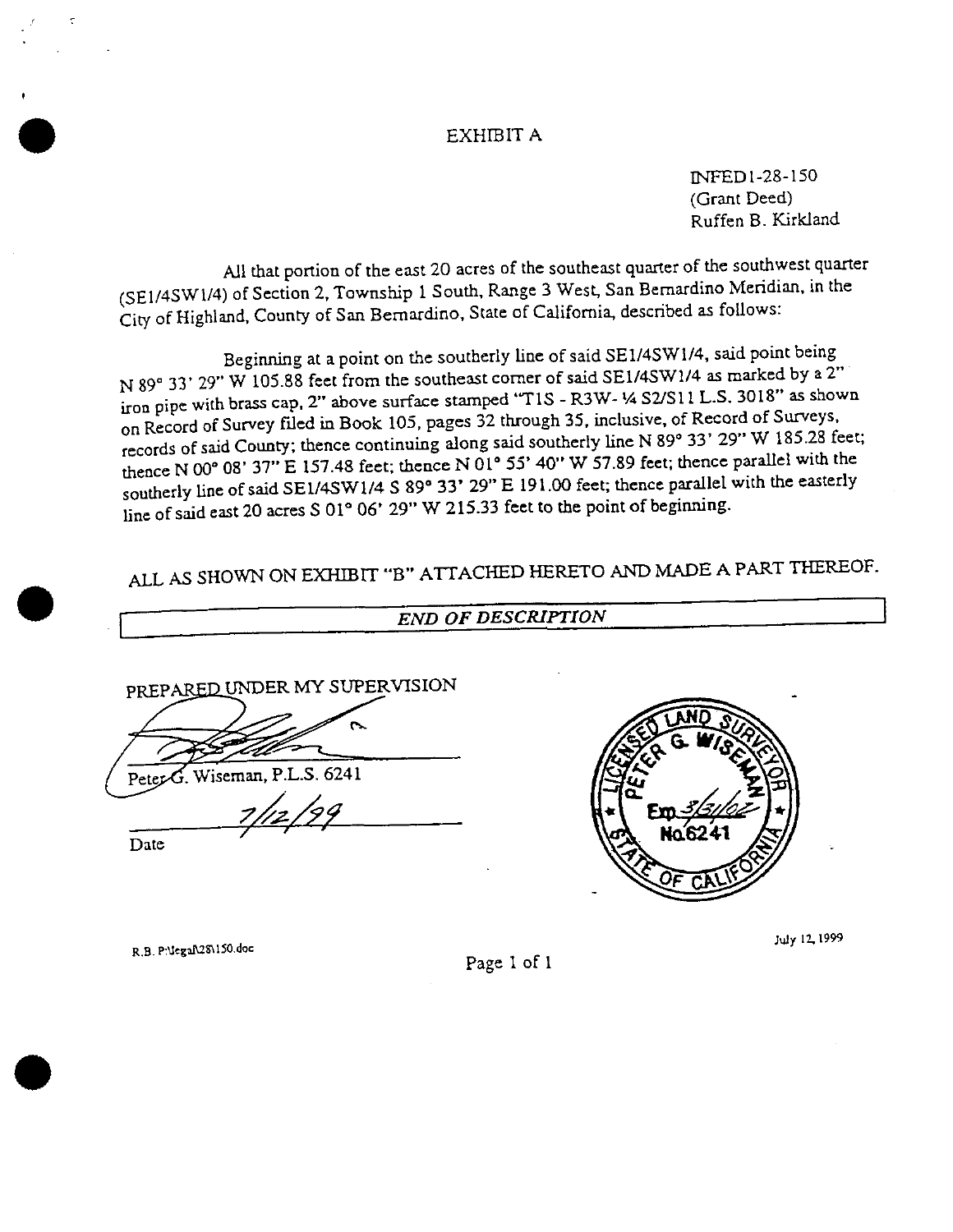# EXHIBIT A

INFED1-28-150
(Grant Deed)
Ruffen B. Kirkland

All that portion of the east 20 acres of the southeast quarter of the southwest quarter (SE1/4SW1/4) of Section 2, Township 1 South, Range 3 West, San Bernardino Meridian, in the City of Highland, County of San Bernardino, State of California, described as follows:

Beginning at a point on the southerly line of said SE1/4SW1/4, said point being N 89° 33' 29" W 105.88 feet from the southeast corner of said SE1/4SW1/4 as marked by a 2" iron pipe with brass cap, 2" above surface stamped "T1S - R3W- ¼ S2/S11 L.S. 3018" as shown on Record of Survey filed in Book 105, pages 32 through 35, inclusive, of Record of Surveys, records of said County; thence continuing along said southerly line N 89° 33' 29" W 185.28 feet; thence N 00° 08' 37" E 157.48 feet; thence N 01° 55' 40" W 57.89 feet; thence parallel with the southerly line of said SE1/4SW1/4 S 89° 33' 29" E 191.00 feet; thence parallel with the easterly line of said east 20 acres S 01° 06' 29" W 215.33 feet to the point of beginning.

ALL AS SHOWN ON EXHIBIT "B" ATTACHED HERETO AND MADE A PART THEREOF.

*END OF DESCRIPTION*

PREPARED UNDER MY SUPERVISION

Peter G. Wiseman, P.L.S. 6241

7/12/99

Date

LICENSED LAND SURVEYOR
PETER G. WISEMAN
Exp. 3/31/02
No. 6241
STATE OF CALIFORNIA

R.B. P:\legal\28\150.doc

July 12, 1999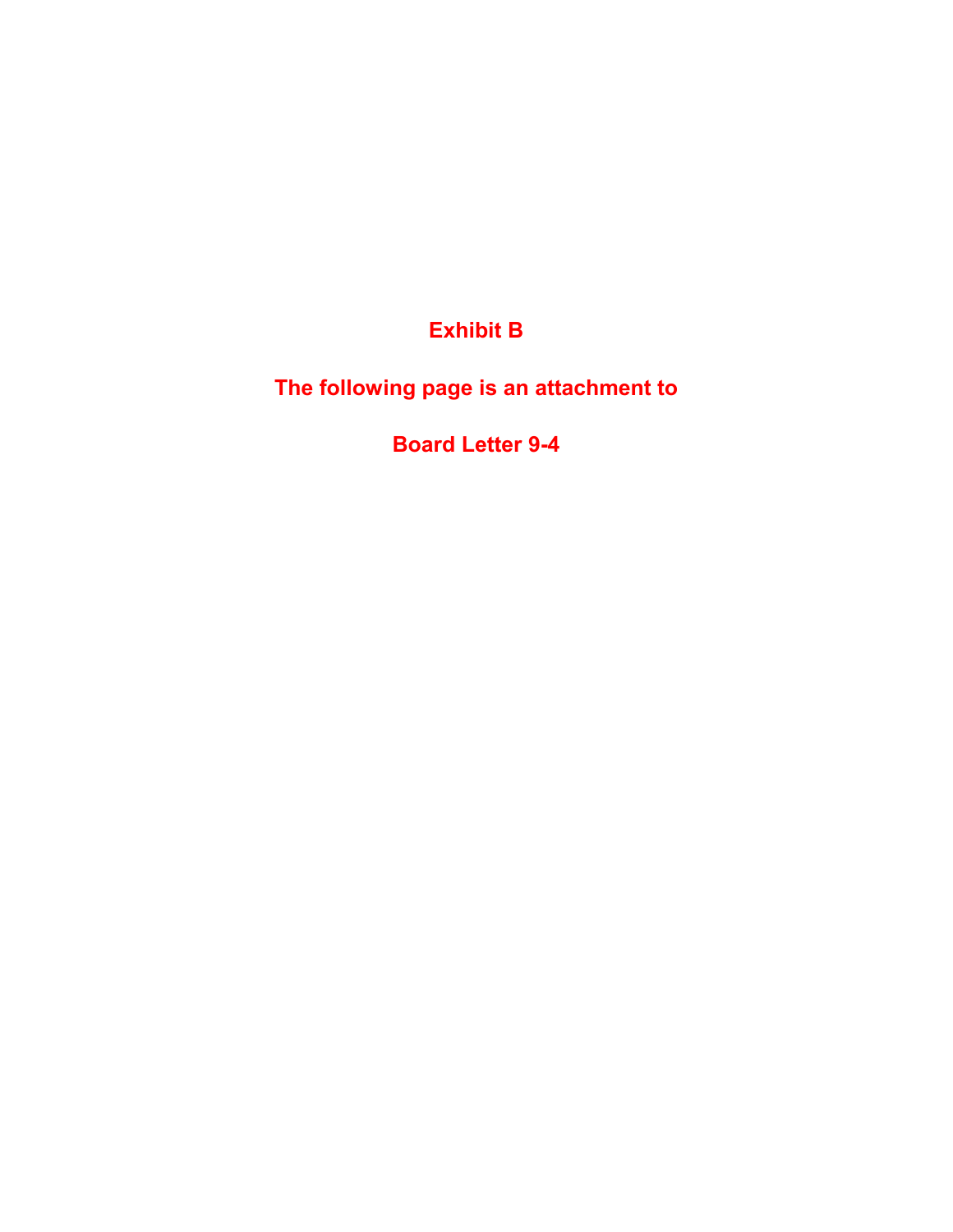**Exhibit B**

**The following page is an attachment to**

**Board Letter 9-4**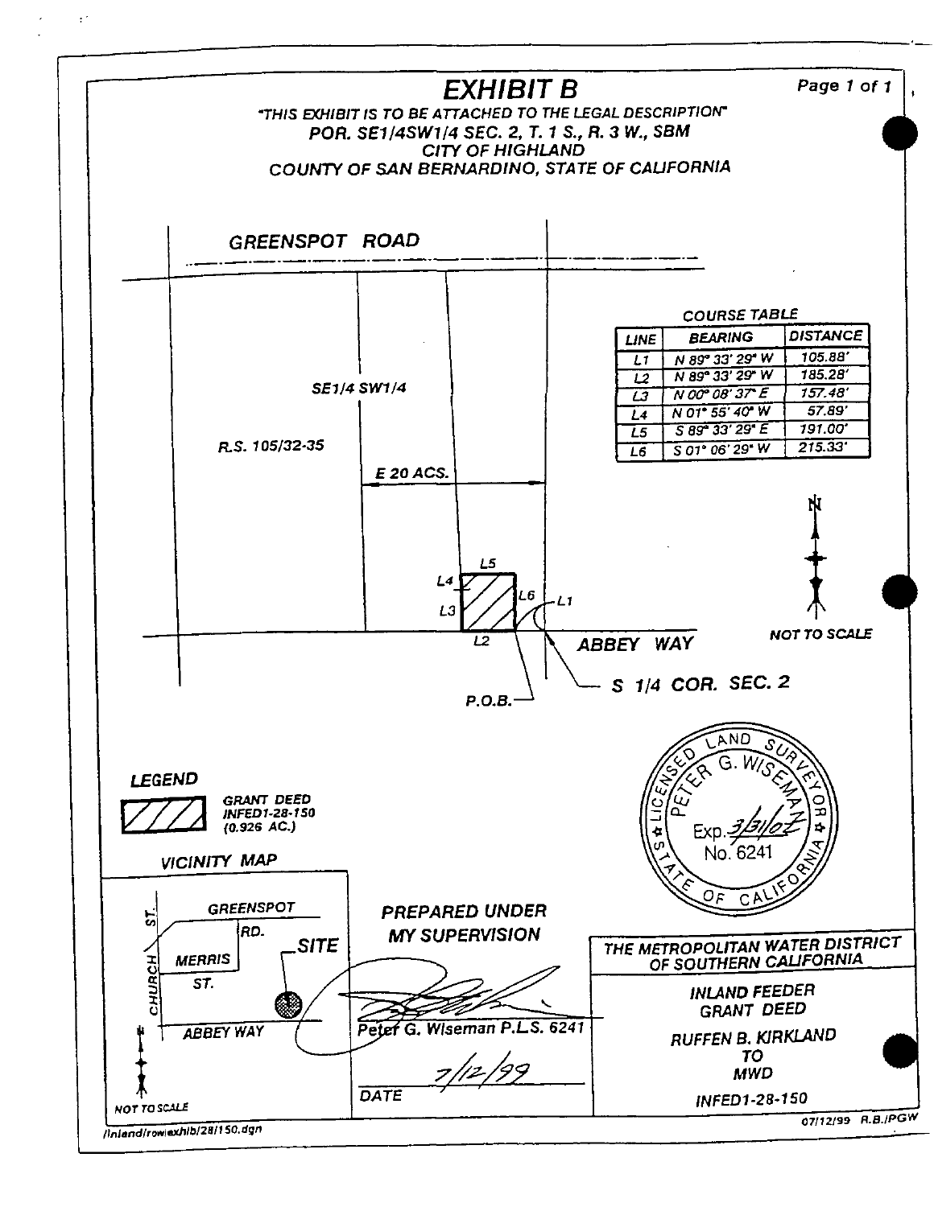# EXHIBIT B

"THIS EXHIBIT IS TO BE ATTACHED TO THE LEGAL DESCRIPTION"

**POR. SE1/4SW1/4 SEC. 2, T. 1 S., R. 3 W., SBM**
**CITY OF HIGHLAND**
**COUNTY OF SAN BERNARDINO, STATE OF CALIFORNIA**

GREENSPOT ROAD

SE1/4 SW1/4

R.S. 105/32-35

E 20 ACS.

L5

L4

L3

L6

L1

L2

ABBEY WAY

P.O.B.

S 1/4 COR. SEC. 2

**COURSE TABLE**

| LINE | BEARING | DISTANCE |
|---|---|---|
| L1 | N 89° 33' 29" W | 105.88' |
| L2 | N 89° 33' 29" W | 185.28' |
| L3 | N 00° 08' 37" E | 157.48' |
| L4 | N 01° 55' 40" W | 57.89' |
| L5 | S 89° 33' 29" E | 191.00' |
| L6 | S 01° 06' 29" W | 215.33' |

N

NOT TO SCALE

**LEGEND**

GRANT DEED
INFED1-28-150
(0.926 AC.)

**VICINITY MAP**

GREENSPOT RD.

CHURCH ST.

MERRIS ST.

SITE

ABBEY WAY

NOT TO SCALE

LICENSED LAND SURVEYOR
PETER G. WISEMAN
Exp. 3/31/02
No. 6241
STATE OF CALIFORNIA

PREPARED UNDER MY SUPERVISION

Peter G. Wiseman P.L.S. 6241

DATE 7/12/99

THE METROPOLITAN WATER DISTRICT OF SOUTHERN CALIFORNIA

INLAND FEEDER
GRANT DEED

RUFFEN B. KIRKLAND
TO
MWD

INFED1-28-150

/Inland/rowexhib/28/150.dgn

07/12/99 R.B./PGW